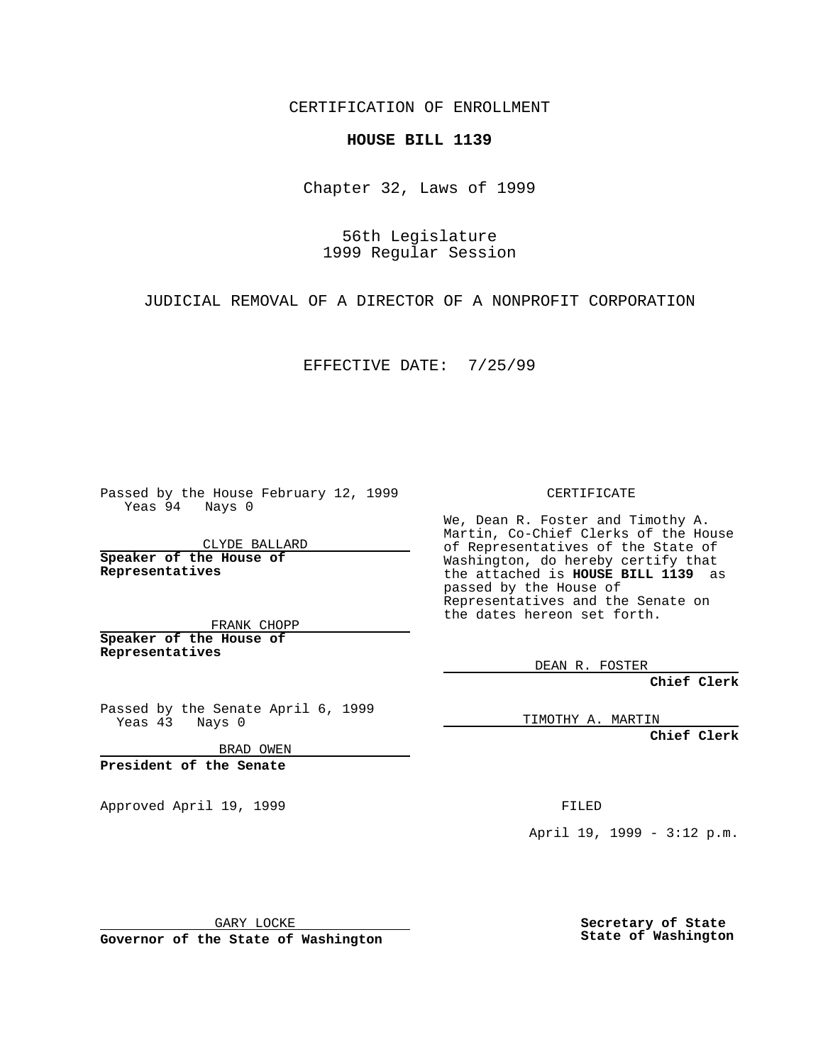CERTIFICATION OF ENROLLMENT

**HOUSE BILL 1139**

Chapter 32, Laws of 1999

56th Legislature
1999 Regular Session

JUDICIAL REMOVAL OF A DIRECTOR OF A NONPROFIT CORPORATION

EFFECTIVE DATE: 7/25/99

Passed by the House February 12, 1999
Yeas 94 Nays 0

CLYDE BALLARD

**Speaker of the House of Representatives**

FRANK CHOPP

**Speaker of the House of Representatives**

Passed by the Senate April 6, 1999
Yeas 43 Nays 0

BRAD OWEN

**President of the Senate**

Approved April 19, 1999

GARY LOCKE

**Governor of the State of Washington**

CERTIFICATE

We, Dean R. Foster and Timothy A. Martin, Co-Chief Clerks of the House of Representatives of the State of Washington, do hereby certify that the attached is **HOUSE BILL 1139** as passed by the House of Representatives and the Senate on the dates hereon set forth.

DEAN R. FOSTER

**Chief Clerk**

TIMOTHY A. MARTIN

**Chief Clerk**

FILED

April 19, 1999 - 3:12 p.m.

**Secretary of State**
**State of Washington**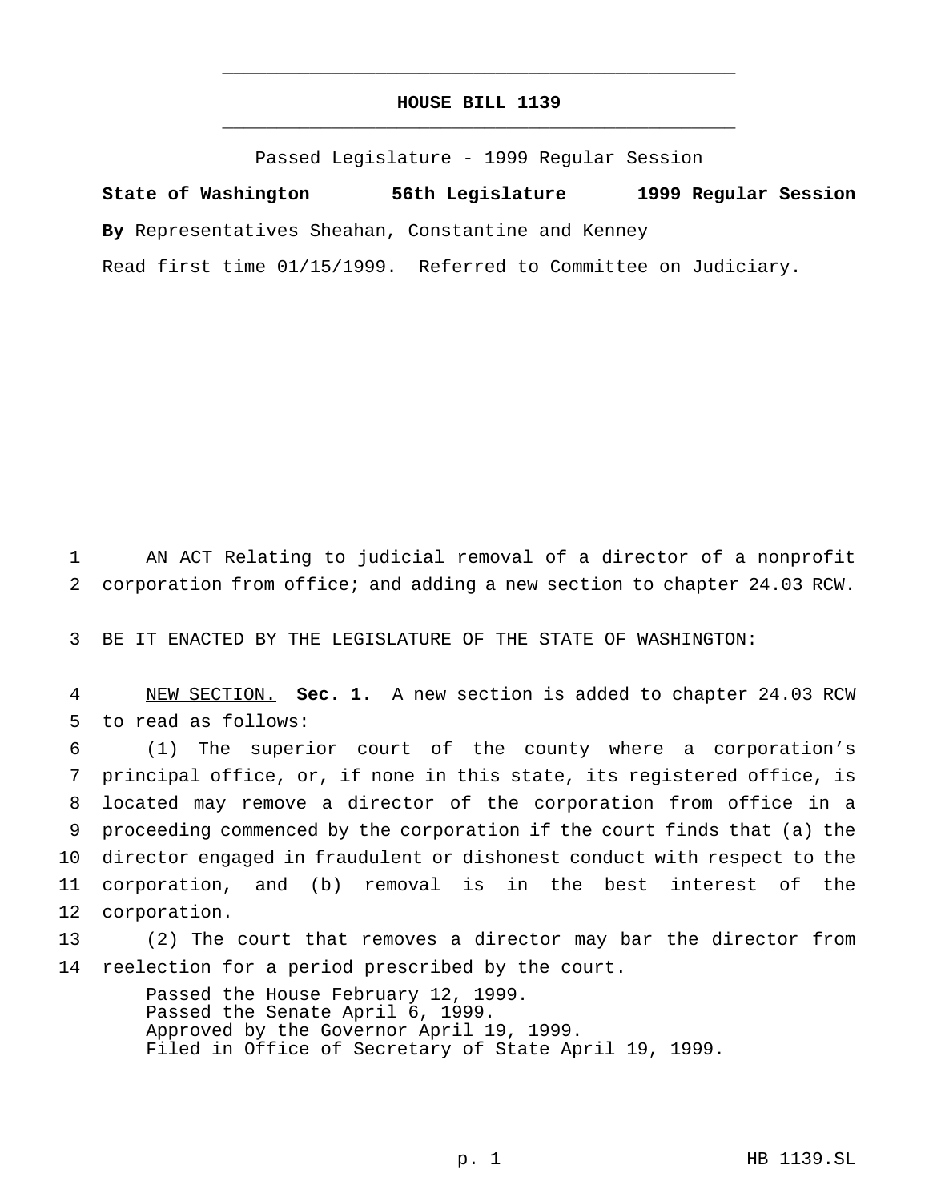# HOUSE BILL 1139

Passed Legislature - 1999 Regular Session

**State of Washington 56th Legislature 1999 Regular Session**

**By** Representatives Sheahan, Constantine and Kenney

Read first time 01/15/1999. Referred to Committee on Judiciary.

1 AN ACT Relating to judicial removal of a director of a nonprofit
2 corporation from office; and adding a new section to chapter 24.03 RCW.

3 BE IT ENACTED BY THE LEGISLATURE OF THE STATE OF WASHINGTON:

4 NEW SECTION. **Sec. 1.** A new section is added to chapter 24.03 RCW
5 to read as follows:
6 (1) The superior court of the county where a corporation's
7 principal office, or, if none in this state, its registered office, is
8 located may remove a director of the corporation from office in a
9 proceeding commenced by the corporation if the court finds that (a) the
10 director engaged in fraudulent or dishonest conduct with respect to the
11 corporation, and (b) removal is in the best interest of the
12 corporation.
13 (2) The court that removes a director may bar the director from
14 reelection for a period prescribed by the court.

Passed the House February 12, 1999.
Passed the Senate April 6, 1999.
Approved by the Governor April 19, 1999.
Filed in Office of Secretary of State April 19, 1999.